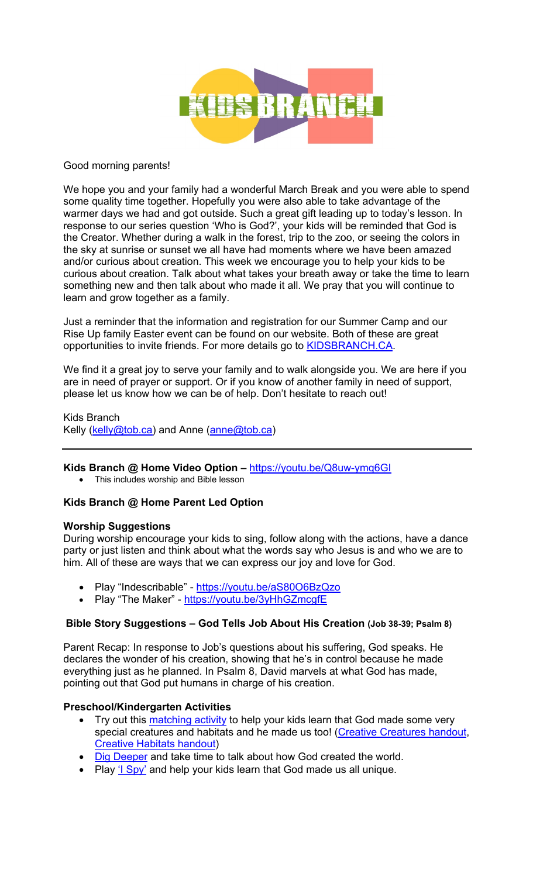Good morning parents!

We hope you and your family had a wonderful March Break and you were able to spend some quality time together. Hopefully you were also able to take advantage of the warmer days we had and got outside. Such a great gift leading up to today's lesson. In response to our series question 'Who is God?', your kids will be reminded that God is the Creator. Whether during a walk in the forest, trip to the zoo, or seeing the colors in the sky at sunrise or sunset we all have had moments where we have been amazed and/or curious about creation. This week we encourage you to help your kids to be curious about creation. Talk about what takes your breath away or take the time to learn something new and then talk about who made it all. We pray that you will continue to learn and grow together as a family.

Just a reminder that the information and registration for our Summer Camp and our Rise Up family Easter event can be found on our website. Both of these are great opportunities to invite friends. For more details go to KIDSBRANCH.CA.

We find it a great joy to serve your family and to walk alongside you. We are here if you are in need of prayer or support. Or if you know of another family in need of support, please let us know how we can be of help. Don't hesitate to reach out!

Kids Branch
Kelly (kelly@tob.ca) and Anne (anne@tob.ca)

---

**Kids Branch @ Home Video Option –** https://youtu.be/Q8uw-ymq6GI

- This includes worship and Bible lesson

**Kids Branch @ Home Parent Led Option**

**Worship Suggestions**

During worship encourage your kids to sing, follow along with the actions, have a dance party or just listen and think about what the words say who Jesus is and who we are to him. All of these are ways that we can express our joy and love for God.

- Play "Indescribable" - https://youtu.be/aS80O6BzQzo
- Play "The Maker" - https://youtu.be/3yHhGZmcgfE

**Bible Story Suggestions – God Tells Job About His Creation (Job 38-39; Psalm 8)**

Parent Recap: In response to Job's questions about his suffering, God speaks. He declares the wonder of his creation, showing that he's in control because he made everything just as he planned. In Psalm 8, David marvels at what God has made, pointing out that God put humans in charge of his creation.

**Preschool/Kindergarten Activities**

- Try out this matching activity to help your kids learn that God made some very special creatures and habitats and he made us too! (Creative Creatures handout, Creative Habitats handout)
- Dig Deeper and take time to talk about how God created the world.
- Play 'I Spy' and help your kids learn that God made us all unique.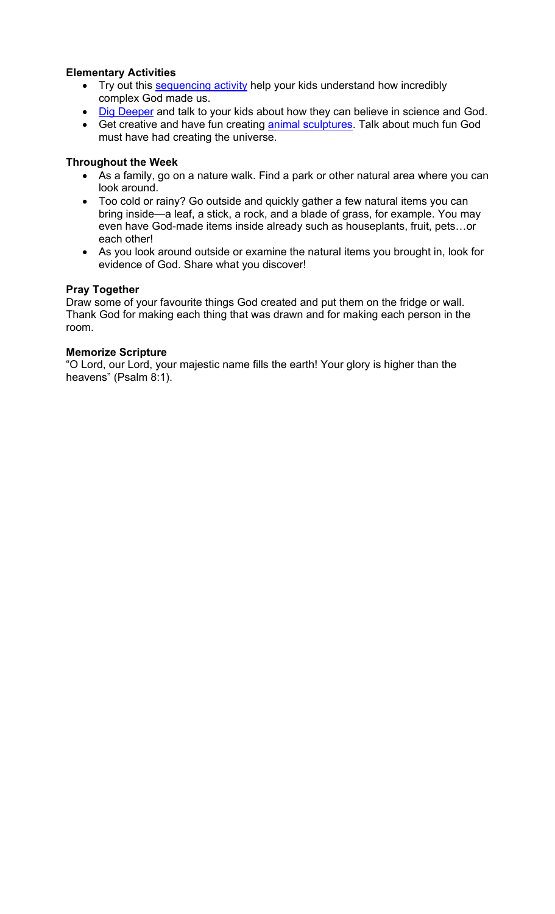**Elementary Activities**

- Try out this sequencing activity help your kids understand how incredibly complex God made us.
- Dig Deeper and talk to your kids about how they can believe in science and God.
- Get creative and have fun creating animal sculptures. Talk about much fun God must have had creating the universe.

**Throughout the Week**

- As a family, go on a nature walk. Find a park or other natural area where you can look around.
- Too cold or rainy? Go outside and quickly gather a few natural items you can bring inside—a leaf, a stick, a rock, and a blade of grass, for example. You may even have God-made items inside already such as houseplants, fruit, pets…or each other!
- As you look around outside or examine the natural items you brought in, look for evidence of God. Share what you discover!

**Pray Together**

Draw some of your favourite things God created and put them on the fridge or wall. Thank God for making each thing that was drawn and for making each person in the room.

**Memorize Scripture**

"O Lord, our Lord, your majestic name fills the earth! Your glory is higher than the heavens" (Psalm 8:1).